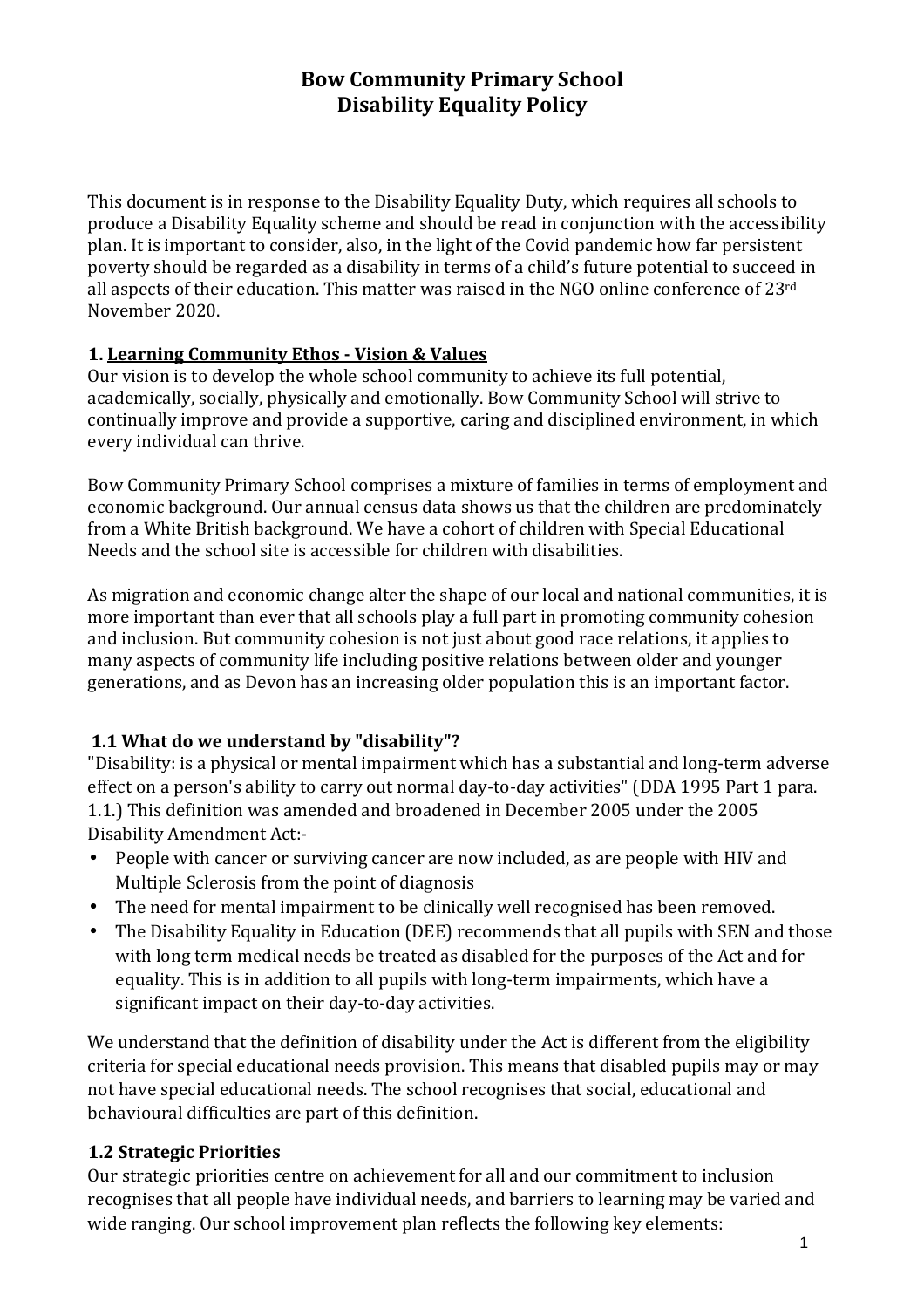# Bow Community Primary School
# Disability Equality Policy

This document is in response to the Disability Equality Duty, which requires all schools to produce a Disability Equality scheme and should be read in conjunction with the accessibility plan. It is important to consider, also, in the light of the Covid pandemic how far persistent poverty should be regarded as a disability in terms of a child's future potential to succeed in all aspects of their education. This matter was raised in the NGO online conference of 23rd November 2020.

### 1. Learning Community Ethos - Vision & Values

Our vision is to develop the whole school community to achieve its full potential, academically, socially, physically and emotionally. Bow Community School will strive to continually improve and provide a supportive, caring and disciplined environment, in which every individual can thrive.

Bow Community Primary School comprises a mixture of families in terms of employment and economic background. Our annual census data shows us that the children are predominately from a White British background. We have a cohort of children with Special Educational Needs and the school site is accessible for children with disabilities.

As migration and economic change alter the shape of our local and national communities, it is more important than ever that all schools play a full part in promoting community cohesion and inclusion. But community cohesion is not just about good race relations, it applies to many aspects of community life including positive relations between older and younger generations, and as Devon has an increasing older population this is an important factor.

### 1.1 What do we understand by "disability"?

"Disability: is a physical or mental impairment which has a substantial and long-term adverse effect on a person's ability to carry out normal day-to-day activities" (DDA 1995 Part 1 para. 1.1.) This definition was amended and broadened in December 2005 under the 2005 Disability Amendment Act:-

- People with cancer or surviving cancer are now included, as are people with HIV and Multiple Sclerosis from the point of diagnosis
- The need for mental impairment to be clinically well recognised has been removed.
- The Disability Equality in Education (DEE) recommends that all pupils with SEN and those with long term medical needs be treated as disabled for the purposes of the Act and for equality. This is in addition to all pupils with long-term impairments, which have a significant impact on their day-to-day activities.

We understand that the definition of disability under the Act is different from the eligibility criteria for special educational needs provision. This means that disabled pupils may or may not have special educational needs. The school recognises that social, educational and behavioural difficulties are part of this definition.

### 1.2 Strategic Priorities

Our strategic priorities centre on achievement for all and our commitment to inclusion recognises that all people have individual needs, and barriers to learning may be varied and wide ranging. Our school improvement plan reflects the following key elements: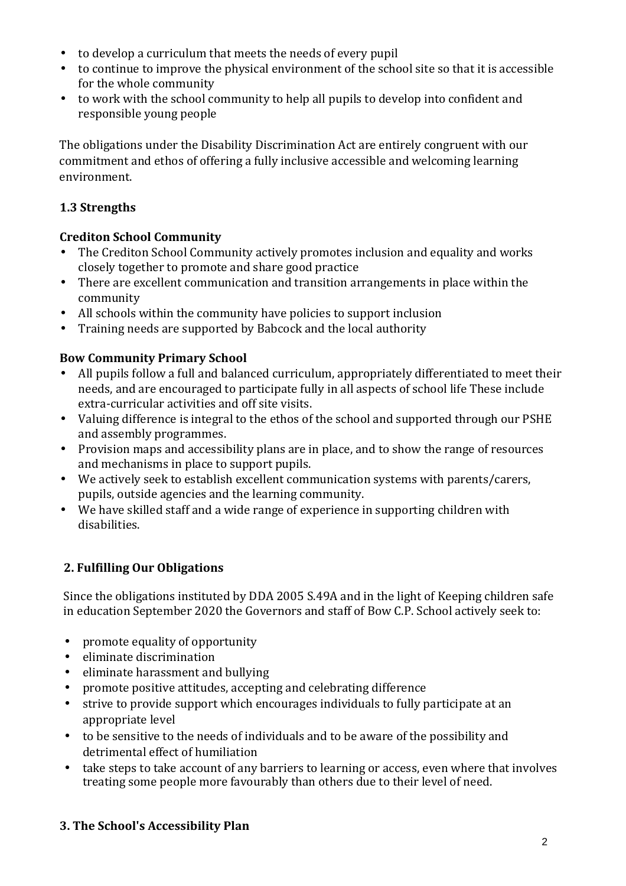- to develop a curriculum that meets the needs of every pupil
- to continue to improve the physical environment of the school site so that it is accessible for the whole community
- to work with the school community to help all pupils to develop into confident and responsible young people

The obligations under the Disability Discrimination Act are entirely congruent with our commitment and ethos of offering a fully inclusive accessible and welcoming learning environment.

### 1.3 Strengths

**Crediton School Community**

- The Crediton School Community actively promotes inclusion and equality and works closely together to promote and share good practice
- There are excellent communication and transition arrangements in place within the community
- All schools within the community have policies to support inclusion
- Training needs are supported by Babcock and the local authority

**Bow Community Primary School**

- All pupils follow a full and balanced curriculum, appropriately differentiated to meet their needs, and are encouraged to participate fully in all aspects of school life These include extra-curricular activities and off site visits.
- Valuing difference is integral to the ethos of the school and supported through our PSHE and assembly programmes.
- Provision maps and accessibility plans are in place, and to show the range of resources and mechanisms in place to support pupils.
- We actively seek to establish excellent communication systems with parents/carers, pupils, outside agencies and the learning community.
- We have skilled staff and a wide range of experience in supporting children with disabilities.

## 2. Fulfilling Our Obligations

Since the obligations instituted by DDA 2005 S.49A and in the light of Keeping children safe in education September 2020 the Governors and staff of Bow C.P. School actively seek to:

- promote equality of opportunity
- eliminate discrimination
- eliminate harassment and bullying
- promote positive attitudes, accepting and celebrating difference
- strive to provide support which encourages individuals to fully participate at an appropriate level
- to be sensitive to the needs of individuals and to be aware of the possibility and detrimental effect of humiliation
- take steps to take account of any barriers to learning or access, even where that involves treating some people more favourably than others due to their level of need.

## 3. The School's Accessibility Plan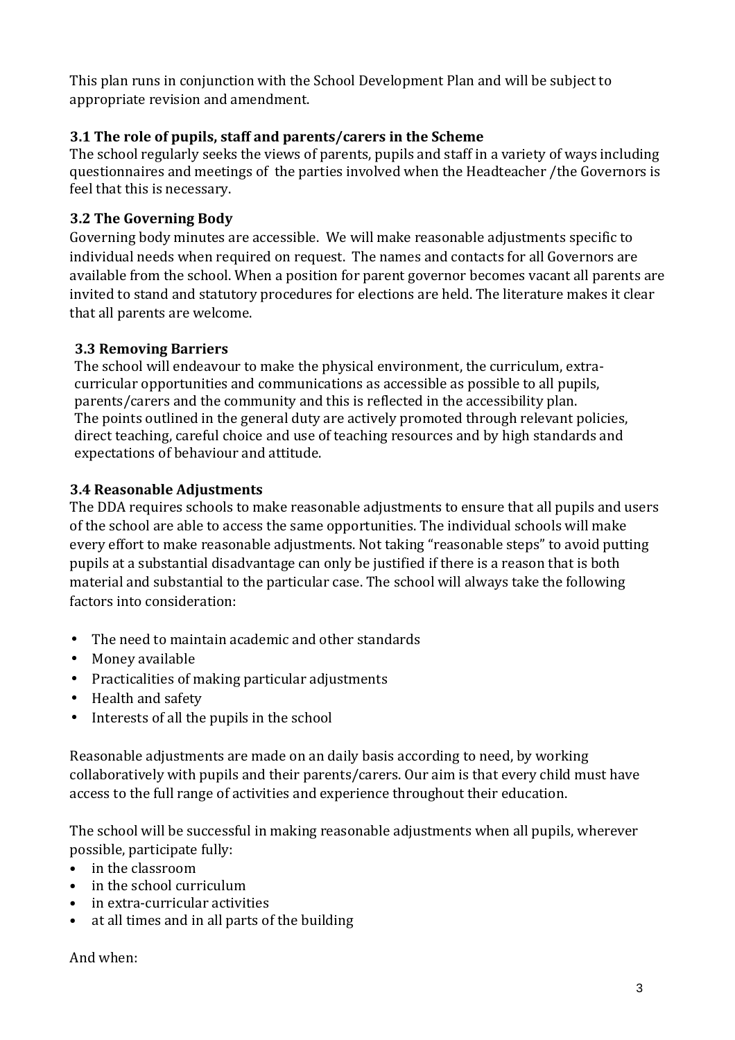This plan runs in conjunction with the School Development Plan and will be subject to appropriate revision and amendment.

### 3.1 The role of pupils, staff and parents/carers in the Scheme

The school regularly seeks the views of parents, pupils and staff in a variety of ways including questionnaires and meetings of the parties involved when the Headteacher /the Governors is feel that this is necessary.

### 3.2 The Governing Body

Governing body minutes are accessible. We will make reasonable adjustments specific to individual needs when required on request. The names and contacts for all Governors are available from the school. When a position for parent governor becomes vacant all parents are invited to stand and statutory procedures for elections are held. The literature makes it clear that all parents are welcome.

### 3.3 Removing Barriers

The school will endeavour to make the physical environment, the curriculum, extra-curricular opportunities and communications as accessible as possible to all pupils, parents/carers and the community and this is reflected in the accessibility plan. The points outlined in the general duty are actively promoted through relevant policies, direct teaching, careful choice and use of teaching resources and by high standards and expectations of behaviour and attitude.

### 3.4 Reasonable Adjustments

The DDA requires schools to make reasonable adjustments to ensure that all pupils and users of the school are able to access the same opportunities. The individual schools will make every effort to make reasonable adjustments. Not taking "reasonable steps" to avoid putting pupils at a substantial disadvantage can only be justified if there is a reason that is both material and substantial to the particular case. The school will always take the following factors into consideration:

- The need to maintain academic and other standards
- Money available
- Practicalities of making particular adjustments
- Health and safety
- Interests of all the pupils in the school

Reasonable adjustments are made on an daily basis according to need, by working collaboratively with pupils and their parents/carers. Our aim is that every child must have access to the full range of activities and experience throughout their education.

The school will be successful in making reasonable adjustments when all pupils, wherever possible, participate fully:

- in the classroom
- in the school curriculum
- in extra-curricular activities
- at all times and in all parts of the building

And when: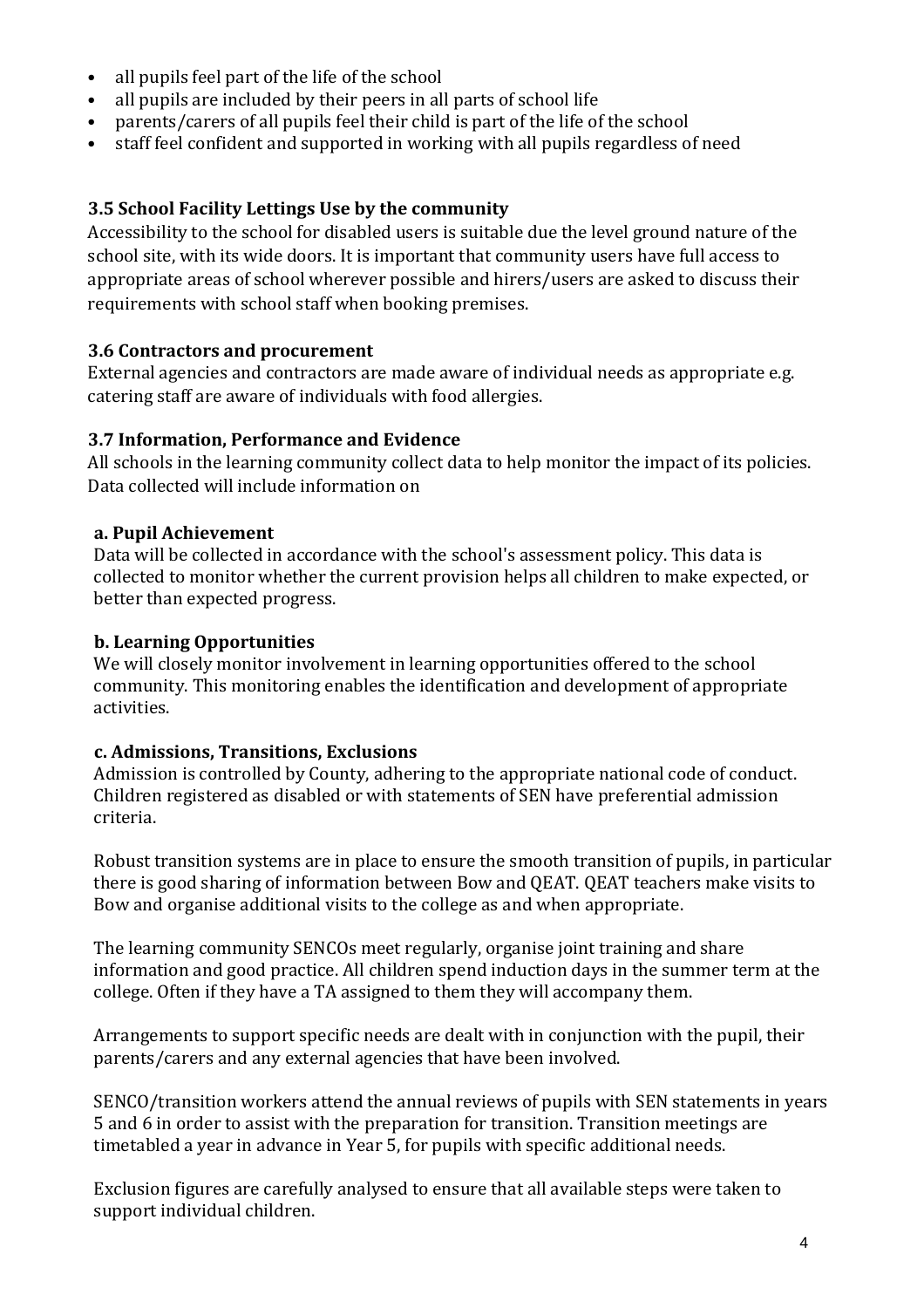- all pupils feel part of the life of the school
- all pupils are included by their peers in all parts of school life
- parents/carers of all pupils feel their child is part of the life of the school
- staff feel confident and supported in working with all pupils regardless of need

### 3.5 School Facility Lettings Use by the community

Accessibility to the school for disabled users is suitable due the level ground nature of the school site, with its wide doors. It is important that community users have full access to appropriate areas of school wherever possible and hirers/users are asked to discuss their requirements with school staff when booking premises.

### 3.6 Contractors and procurement

External agencies and contractors are made aware of individual needs as appropriate e.g. catering staff are aware of individuals with food allergies.

### 3.7 Information, Performance and Evidence

All schools in the learning community collect data to help monitor the impact of its policies. Data collected will include information on

#### a. Pupil Achievement

Data will be collected in accordance with the school's assessment policy. This data is collected to monitor whether the current provision helps all children to make expected, or better than expected progress.

#### b. Learning Opportunities

We will closely monitor involvement in learning opportunities offered to the school community. This monitoring enables the identification and development of appropriate activities.

#### c. Admissions, Transitions, Exclusions

Admission is controlled by County, adhering to the appropriate national code of conduct. Children registered as disabled or with statements of SEN have preferential admission criteria.

Robust transition systems are in place to ensure the smooth transition of pupils, in particular there is good sharing of information between Bow and QEAT. QEAT teachers make visits to Bow and organise additional visits to the college as and when appropriate.

The learning community SENCOs meet regularly, organise joint training and share information and good practice. All children spend induction days in the summer term at the college. Often if they have a TA assigned to them they will accompany them.

Arrangements to support specific needs are dealt with in conjunction with the pupil, their parents/carers and any external agencies that have been involved.

SENCO/transition workers attend the annual reviews of pupils with SEN statements in years 5 and 6 in order to assist with the preparation for transition. Transition meetings are timetabled a year in advance in Year 5, for pupils with specific additional needs.

Exclusion figures are carefully analysed to ensure that all available steps were taken to support individual children.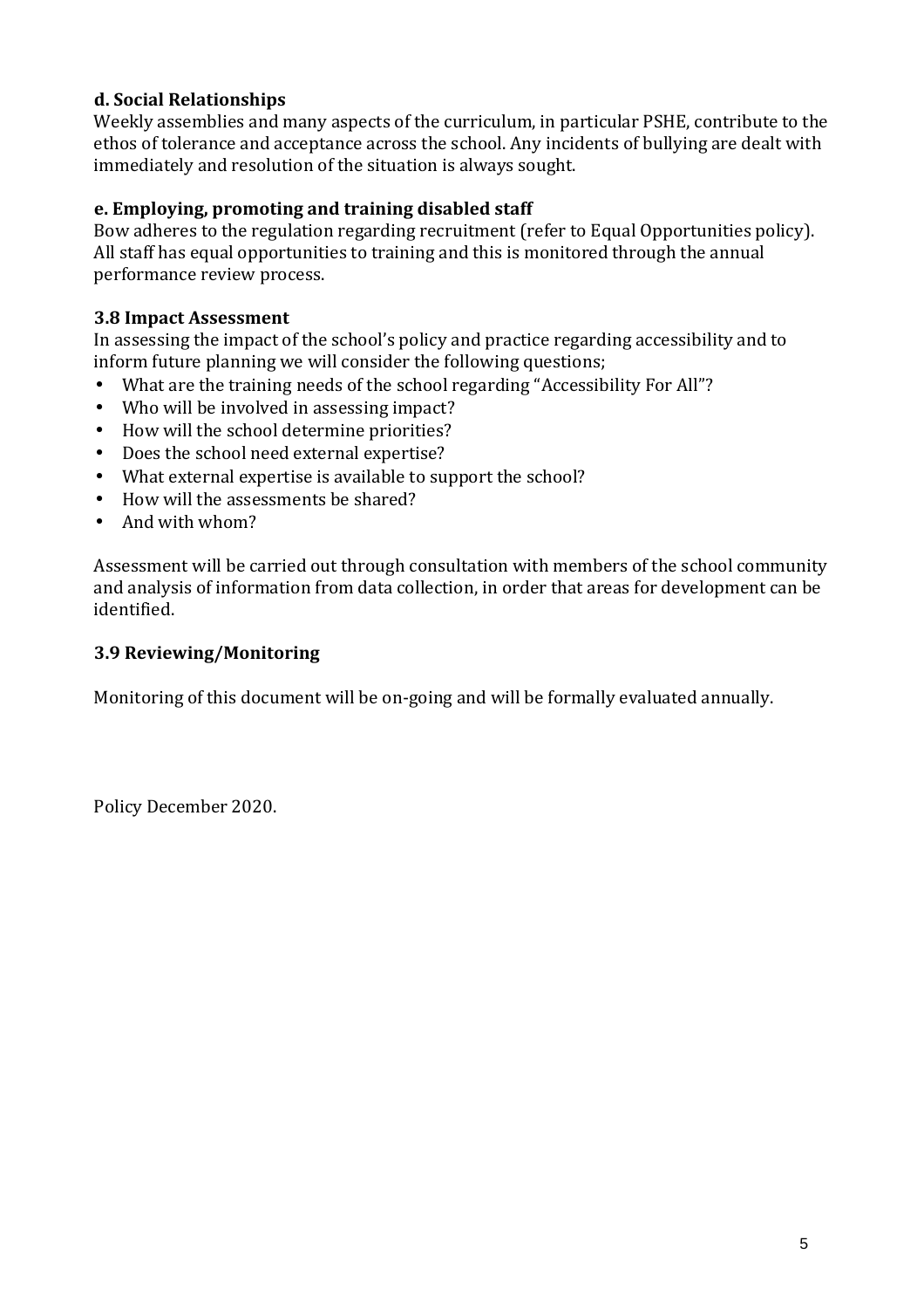### d. Social Relationships

Weekly assemblies and many aspects of the curriculum, in particular PSHE, contribute to the ethos of tolerance and acceptance across the school. Any incidents of bullying are dealt with immediately and resolution of the situation is always sought.

### e. Employing, promoting and training disabled staff

Bow adheres to the regulation regarding recruitment (refer to Equal Opportunities policy). All staff has equal opportunities to training and this is monitored through the annual performance review process.

### 3.8 Impact Assessment

In assessing the impact of the school's policy and practice regarding accessibility and to inform future planning we will consider the following questions;

- What are the training needs of the school regarding "Accessibility For All"?
- Who will be involved in assessing impact?
- How will the school determine priorities?
- Does the school need external expertise?
- What external expertise is available to support the school?
- How will the assessments be shared?
- And with whom?

Assessment will be carried out through consultation with members of the school community and analysis of information from data collection, in order that areas for development can be identified.

### 3.9 Reviewing/Monitoring

Monitoring of this document will be on-going and will be formally evaluated annually.

Policy December 2020.